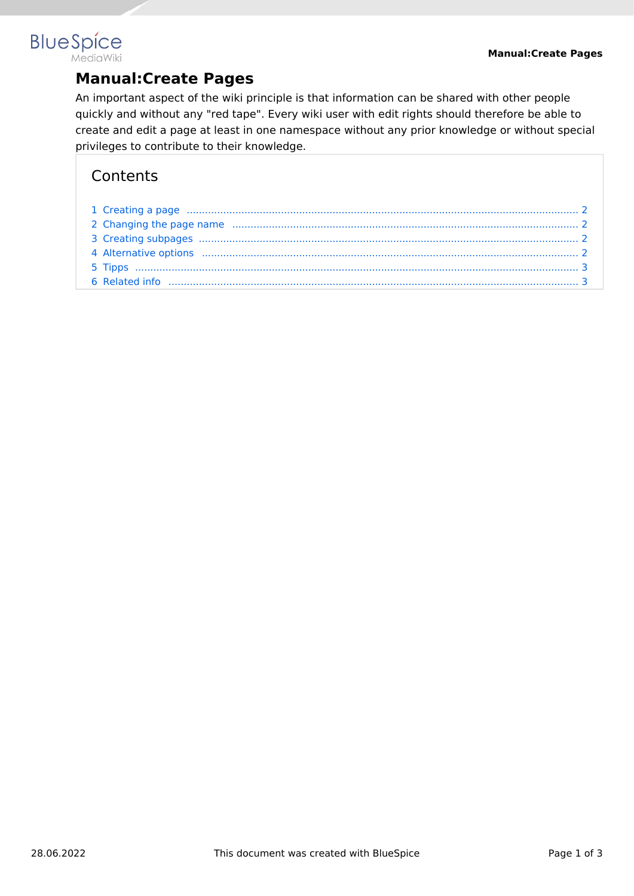# Manual:Create Pages

An important aspect of the wiki principle is that information can be shared with other people quickly and without any "red tape". Every wiki user with edit rights should therefore be able to create and edit a page at least in one namespace without any prior knowledge or without special privileges to contribute to their knowledge.

## Contents

1 Creating a page ........ 2
2 Changing the page name ........ 2
3 Creating subpages ........ 2
4 Alternative options ........ 2
5 Tipps ........ 3
6 Related info ........ 3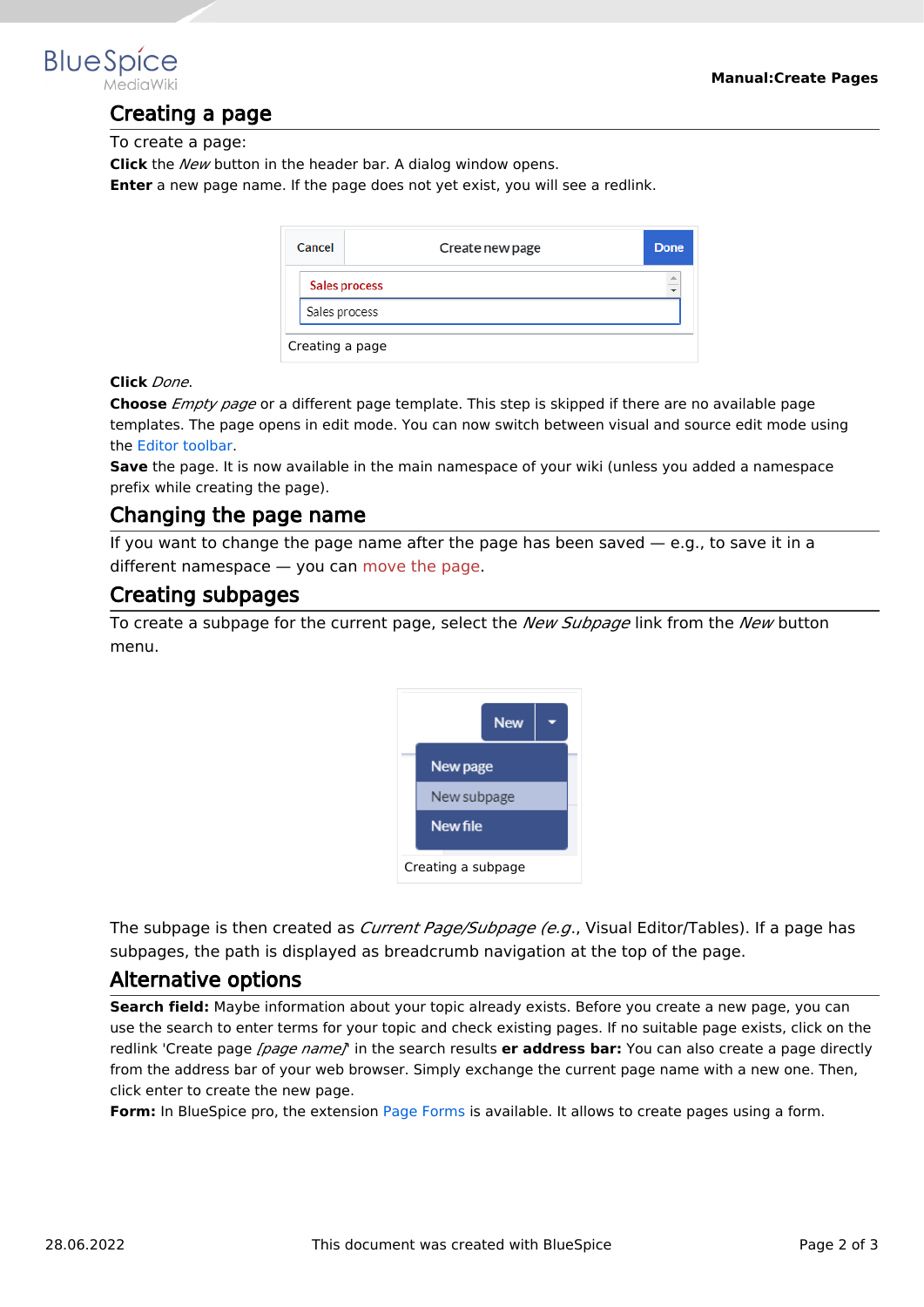## Creating a page

To create a page:

**Click** the *New* button in the header bar. A dialog window opens.

**Enter** a new page name. If the page does not yet exist, you will see a redlink.

Creating a page

**Click** *Done*.

**Choose** *Empty page* or a different page template. This step is skipped if there are no available page templates. The page opens in edit mode. You can now switch between visual and source edit mode using the Editor toolbar.

**Save** the page. It is now available in the main namespace of your wiki (unless you added a namespace prefix while creating the page).

## Changing the page name

If you want to change the page name after the page has been saved — e.g., to save it in a different namespace — you can move the page.

## Creating subpages

To create a subpage for the current page, select the *New Subpage* link from the *New* button menu.

Creating a subpage

The subpage is then created as *Current Page/Subpage (e.g.*, Visual Editor/Tables). If a page has subpages, the path is displayed as breadcrumb navigation at the top of the page.

## Alternative options

**Search field:** Maybe information about your topic already exists. Before you create a new page, you can use the search to enter terms for your topic and check existing pages. If no suitable page exists, click on the redlink 'Create page *[page name]*' in the search results **er address bar:** You can also create a page directly from the address bar of your web browser. Simply exchange the current page name with a new one. Then, click enter to create the new page.

**Form:** In BlueSpice pro, the extension Page Forms is available. It allows to create pages using a form.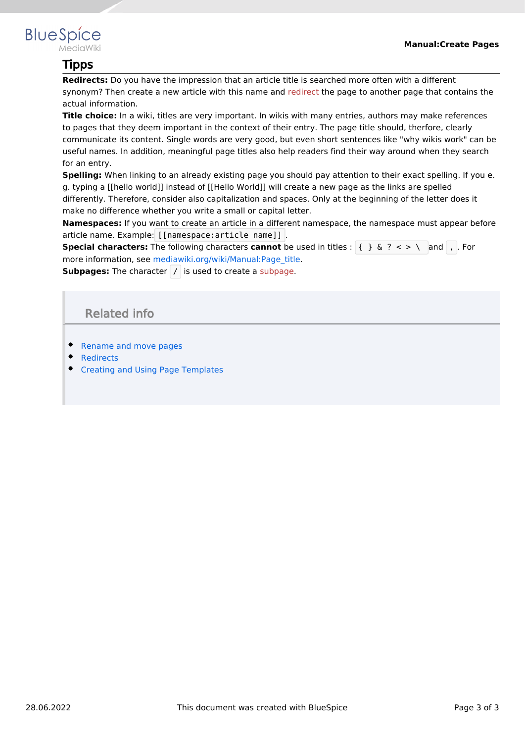## Tipps

**Redirects:** Do you have the impression that an article title is searched more often with a different synonym? Then create a new article with this name and redirect the page to another page that contains the actual information.

**Title choice:** In a wiki, titles are very important. In wikis with many entries, authors may make references to pages that they deem important in the context of their entry. The page title should, therfore, clearly communicate its content. Single words are very good, but even short sentences like "why wikis work" can be useful names. In addition, meaningful page titles also help readers find their way around when they search for an entry.

**Spelling:** When linking to an already existing page you should pay attention to their exact spelling. If you e. g. typing a [[hello world]] instead of [[Hello World]] will create a new page as the links are spelled differently. Therefore, consider also capitalization and spaces. Only at the beginning of the letter does it make no difference whether you write a small or capital letter.

**Namespaces:** If you want to create an article in a different namespace, the namespace must appear before article name. Example: `[[namespace:article name]]`.

**Special characters:** The following characters **cannot** be used in titles : `{ } & ? < > \` and `,`. For more information, see mediawiki.org/wiki/Manual:Page_title.

**Subpages:** The character `/` is used to create a subpage.

### Related info

- Rename and move pages
- Redirects
- Creating and Using Page Templates